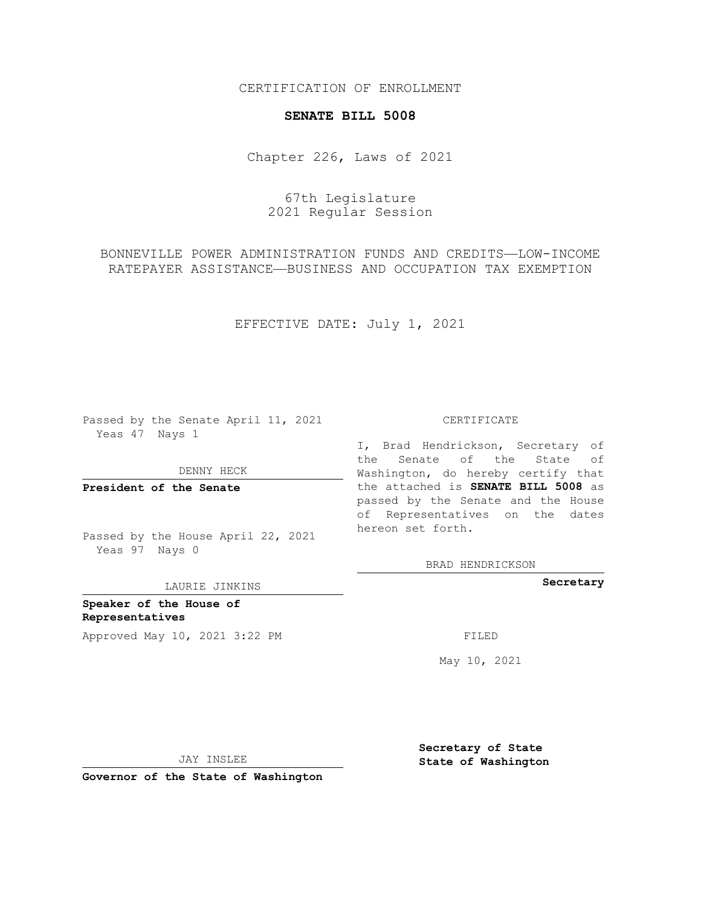CERTIFICATION OF ENROLLMENT

**SENATE BILL 5008**

Chapter 226, Laws of 2021

67th Legislature
2021 Regular Session

BONNEVILLE POWER ADMINISTRATION FUNDS AND CREDITS——LOW-INCOME RATEPAYER ASSISTANCE——BUSINESS AND OCCUPATION TAX EXEMPTION

EFFECTIVE DATE: July 1, 2021

Passed by the Senate April 11, 2021
Yeas 47 Nays 1

DENNY HECK

**President of the Senate**

Passed by the House April 22, 2021
Yeas 97 Nays 0

LAURIE JINKINS

**Speaker of the House of Representatives**

Approved May 10, 2021 3:22 PM

JAY INSLEE

**Governor of the State of Washington**

CERTIFICATE

I, Brad Hendrickson, Secretary of the Senate of the State of Washington, do hereby certify that the attached is **SENATE BILL 5008** as passed by the Senate and the House of Representatives on the dates hereon set forth.

BRAD HENDRICKSON

**Secretary**

FILED

May 10, 2021

**Secretary of State**
**State of Washington**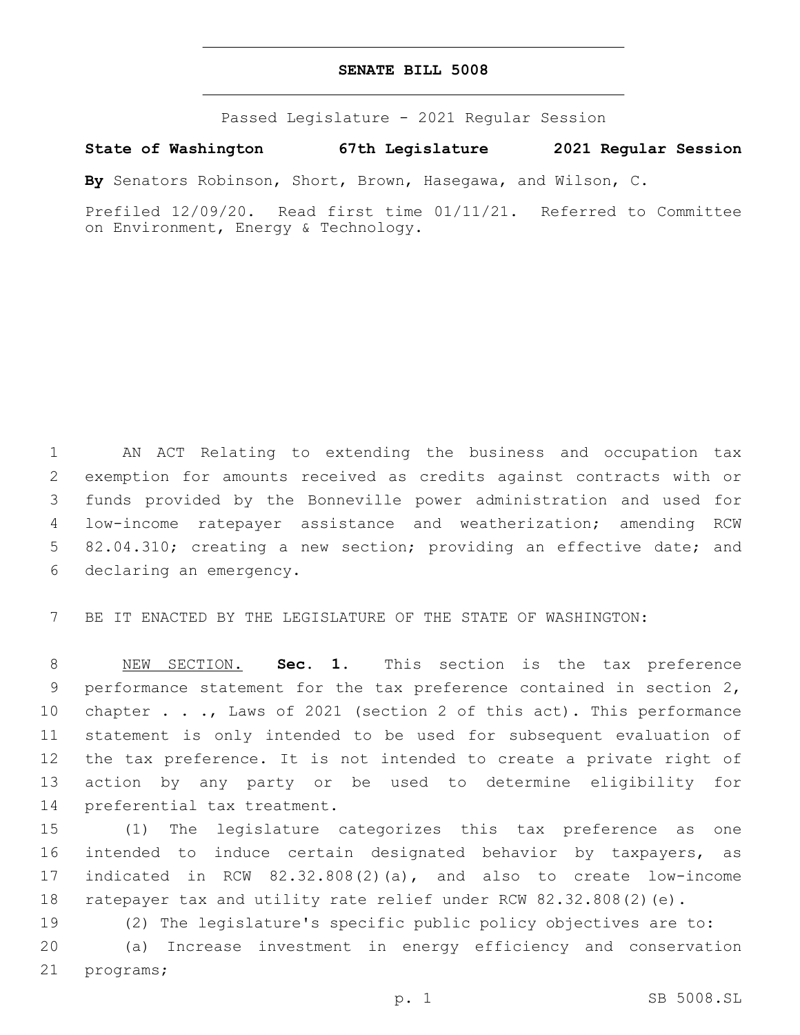# SENATE BILL 5008

Passed Legislature - 2021 Regular Session

**State of Washington 67th Legislature 2021 Regular Session**

**By** Senators Robinson, Short, Brown, Hasegawa, and Wilson, C.

Prefiled 12/09/20. Read first time 01/11/21. Referred to Committee on Environment, Energy & Technology.

AN ACT Relating to extending the business and occupation tax exemption for amounts received as credits against contracts with or funds provided by the Bonneville power administration and used for low-income ratepayer assistance and weatherization; amending RCW 82.04.310; creating a new section; providing an effective date; and declaring an emergency.

BE IT ENACTED BY THE LEGISLATURE OF THE STATE OF WASHINGTON:

NEW SECTION. **Sec. 1.** This section is the tax preference performance statement for the tax preference contained in section 2, chapter . . ., Laws of 2021 (section 2 of this act). This performance statement is only intended to be used for subsequent evaluation of the tax preference. It is not intended to create a private right of action by any party or be used to determine eligibility for preferential tax treatment.

(1) The legislature categorizes this tax preference as one intended to induce certain designated behavior by taxpayers, as indicated in RCW 82.32.808(2)(a), and also to create low-income ratepayer tax and utility rate relief under RCW 82.32.808(2)(e).

(2) The legislature's specific public policy objectives are to:

(a) Increase investment in energy efficiency and conservation programs;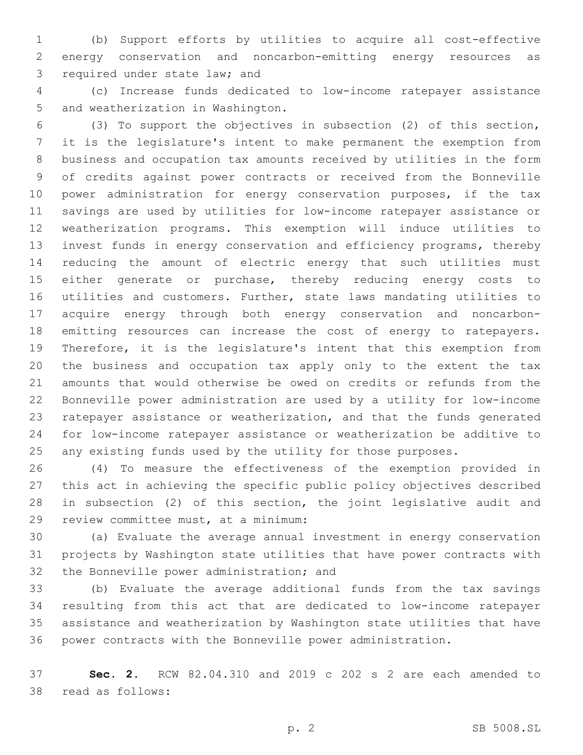(b) Support efforts by utilities to acquire all cost-effective energy conservation and noncarbon-emitting energy resources as required under state law; and

(c) Increase funds dedicated to low-income ratepayer assistance and weatherization in Washington.

(3) To support the objectives in subsection (2) of this section, it is the legislature's intent to make permanent the exemption from business and occupation tax amounts received by utilities in the form of credits against power contracts or received from the Bonneville power administration for energy conservation purposes, if the tax savings are used by utilities for low-income ratepayer assistance or weatherization programs. This exemption will induce utilities to invest funds in energy conservation and efficiency programs, thereby reducing the amount of electric energy that such utilities must either generate or purchase, thereby reducing energy costs to utilities and customers. Further, state laws mandating utilities to acquire energy through both energy conservation and noncarbon-emitting resources can increase the cost of energy to ratepayers. Therefore, it is the legislature's intent that this exemption from the business and occupation tax apply only to the extent the tax amounts that would otherwise be owed on credits or refunds from the Bonneville power administration are used by a utility for low-income ratepayer assistance or weatherization, and that the funds generated for low-income ratepayer assistance or weatherization be additive to any existing funds used by the utility for those purposes.

(4) To measure the effectiveness of the exemption provided in this act in achieving the specific public policy objectives described in subsection (2) of this section, the joint legislative audit and review committee must, at a minimum:

(a) Evaluate the average annual investment in energy conservation projects by Washington state utilities that have power contracts with the Bonneville power administration; and

(b) Evaluate the average additional funds from the tax savings resulting from this act that are dedicated to low-income ratepayer assistance and weatherization by Washington state utilities that have power contracts with the Bonneville power administration.

**Sec. 2.** RCW 82.04.310 and 2019 c 202 s 2 are each amended to read as follows: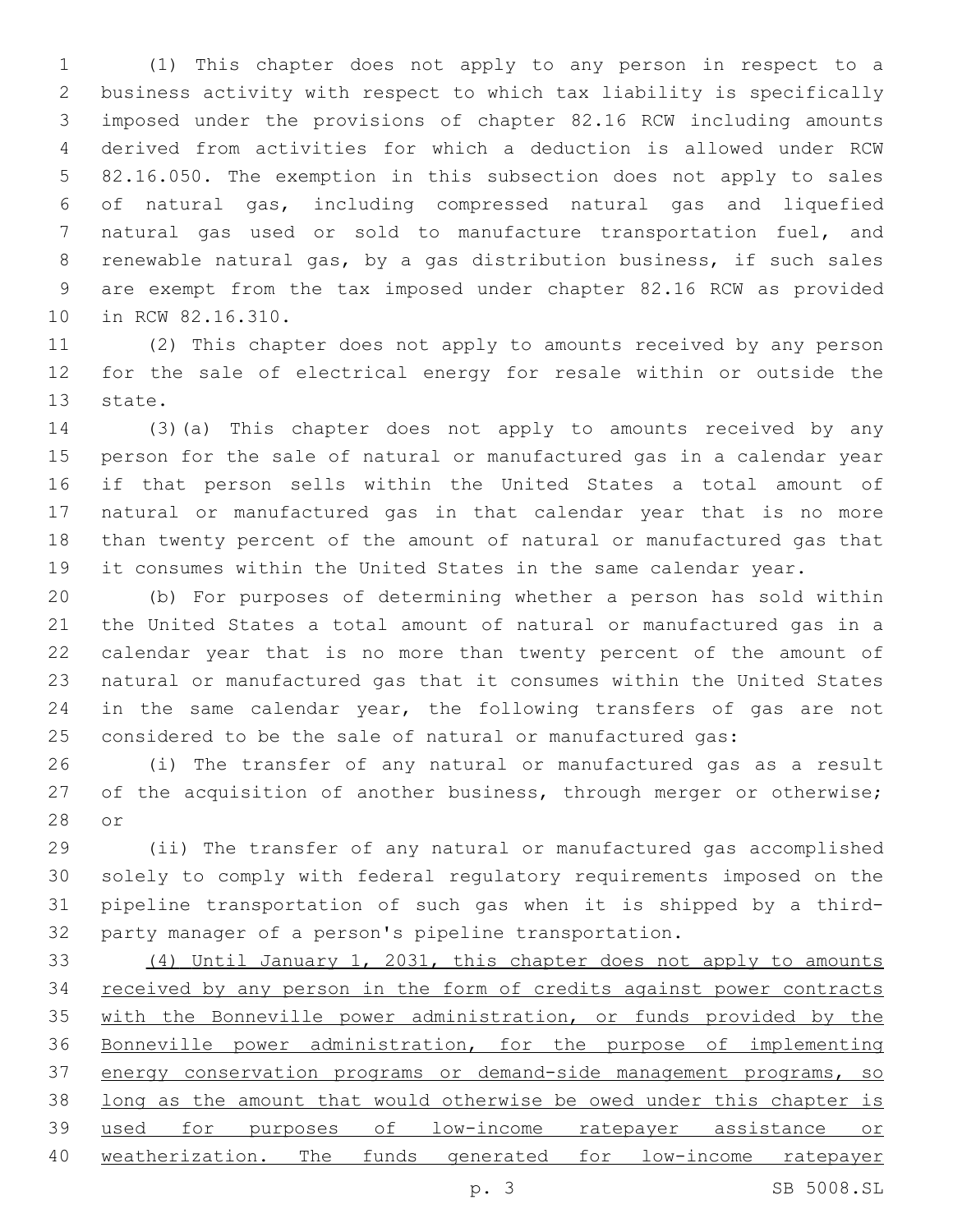(1) This chapter does not apply to any person in respect to a business activity with respect to which tax liability is specifically imposed under the provisions of chapter 82.16 RCW including amounts derived from activities for which a deduction is allowed under RCW 82.16.050. The exemption in this subsection does not apply to sales of natural gas, including compressed natural gas and liquefied natural gas used or sold to manufacture transportation fuel, and renewable natural gas, by a gas distribution business, if such sales are exempt from the tax imposed under chapter 82.16 RCW as provided in RCW 82.16.310.

(2) This chapter does not apply to amounts received by any person for the sale of electrical energy for resale within or outside the state.

(3)(a) This chapter does not apply to amounts received by any person for the sale of natural or manufactured gas in a calendar year if that person sells within the United States a total amount of natural or manufactured gas in that calendar year that is no more than twenty percent of the amount of natural or manufactured gas that it consumes within the United States in the same calendar year.

(b) For purposes of determining whether a person has sold within the United States a total amount of natural or manufactured gas in a calendar year that is no more than twenty percent of the amount of natural or manufactured gas that it consumes within the United States in the same calendar year, the following transfers of gas are not considered to be the sale of natural or manufactured gas:

(i) The transfer of any natural or manufactured gas as a result of the acquisition of another business, through merger or otherwise; or

(ii) The transfer of any natural or manufactured gas accomplished solely to comply with federal regulatory requirements imposed on the pipeline transportation of such gas when it is shipped by a third-party manager of a person's pipeline transportation.

<u>(4) Until January 1, 2031, this chapter does not apply to amounts received by any person in the form of credits against power contracts with the Bonneville power administration, or funds provided by the Bonneville power administration, for the purpose of implementing energy conservation programs or demand-side management programs, so long as the amount that would otherwise be owed under this chapter is used for purposes of low-income ratepayer assistance or weatherization. The funds generated for low-income ratepayer</u>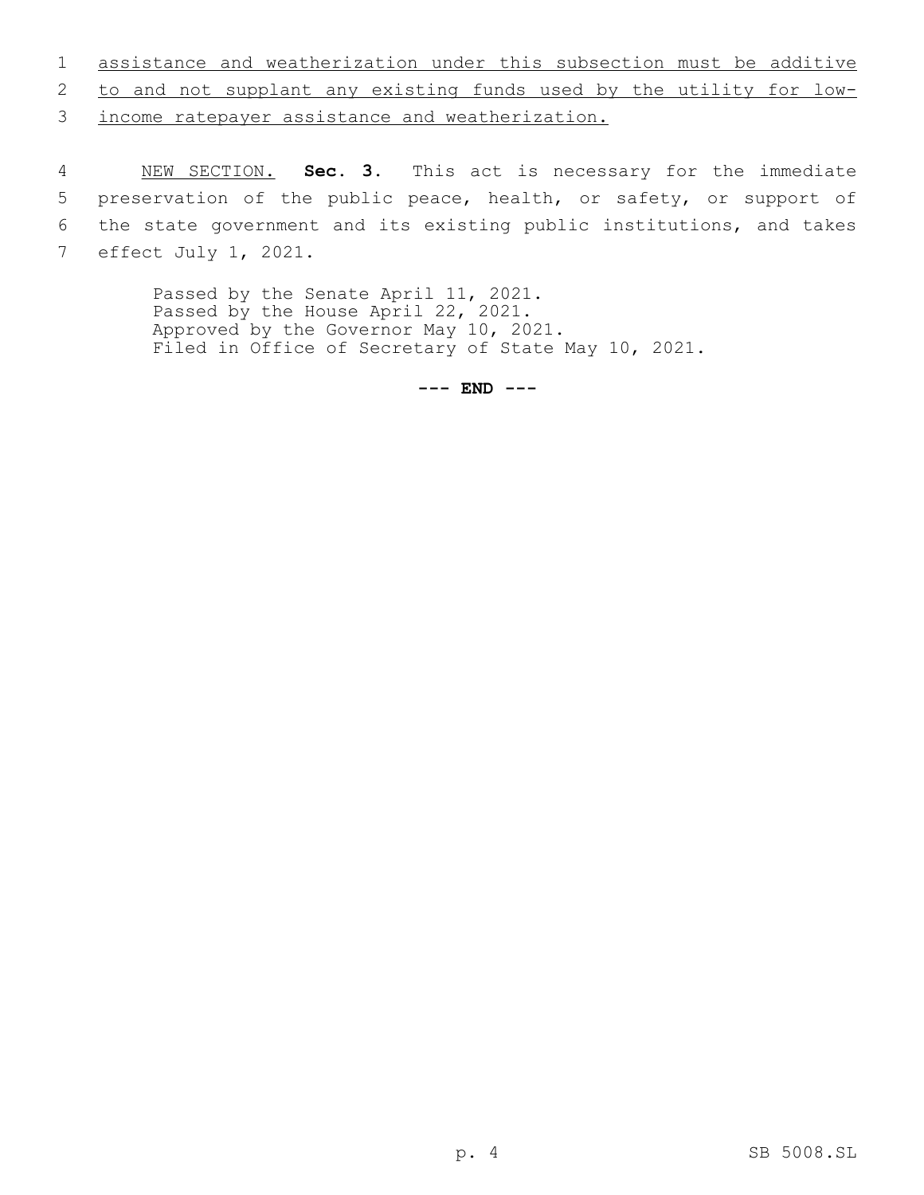assistance and weatherization under this subsection must be additive to and not supplant any existing funds used by the utility for low-income ratepayer assistance and weatherization.

NEW SECTION. **Sec. 3.** This act is necessary for the immediate preservation of the public peace, health, or safety, or support of the state government and its existing public institutions, and takes effect July 1, 2021.

Passed by the Senate April 11, 2021.
Passed by the House April 22, 2021.
Approved by the Governor May 10, 2021.
Filed in Office of Secretary of State May 10, 2021.

**--- END ---**